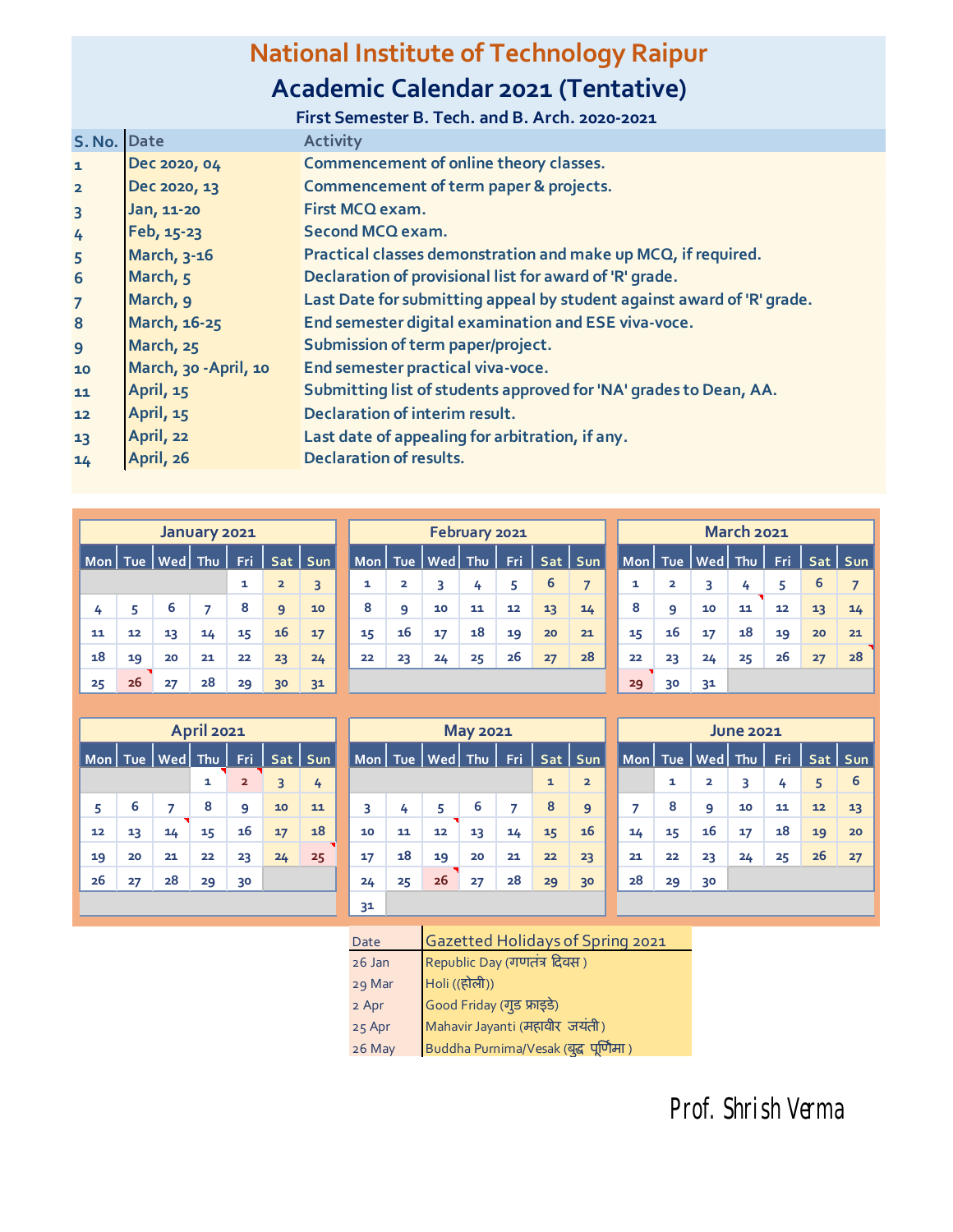# National Institute of Technology Raipur

## Academic Calendar 2021 (Tentative)

### First Semester B. Tech. and B. Arch. 2020-2021

| S. No. | Date | Activity |
|---|---|---|
| 1 | Dec 2020, 04 | Commencement of online theory classes. |
| 2 | Dec 2020, 13 | Commencement of term paper & projects. |
| 3 | Jan, 11-20 | First MCQ exam. |
| 4 | Feb, 15-23 | Second MCQ exam. |
| 5 | March, 3-16 | Practical classes demonstration and make up MCQ, if required. |
| 6 | March, 5 | Declaration of provisional list for award of 'R' grade. |
| 7 | March, 9 | Last Date for submitting appeal by student against award of 'R' grade. |
| 8 | March, 16-25 | End semester digital examination and ESE viva-voce. |
| 9 | March, 25 | Submission of term paper/project. |
| 10 | March, 30 -April, 10 | End semester practical viva-voce. |
| 11 | April, 15 | Submitting list of students approved for 'NA' grades to Dean, AA. |
| 12 | April, 15 | Declaration of interim result. |
| 13 | April, 22 | Last date of appealing for arbitration, if any. |
| 14 | April, 26 | Declaration of results. |

**January 2021**

| Mon | Tue | Wed | Thu | Fri | Sat | Sun |
|---|---|---|---|---|---|---|
| | | | | 1 | 2 | 3 |
| 4 | 5 | 6 | 7 | 8 | 9 | 10 |
| 11 | 12 | 13 | 14 | 15 | 16 | 17 |
| 18 | 19 | 20 | 21 | 22 | 23 | 24 |
| 25 | 26 | 27 | 28 | 29 | 30 | 31 |

**February 2021**

| Mon | Tue | Wed | Thu | Fri | Sat | Sun |
|---|---|---|---|---|---|---|
| 1 | 2 | 3 | 4 | 5 | 6 | 7 |
| 8 | 9 | 10 | 11 | 12 | 13 | 14 |
| 15 | 16 | 17 | 18 | 19 | 20 | 21 |
| 22 | 23 | 24 | 25 | 26 | 27 | 28 |

**March 2021**

| Mon | Tue | Wed | Thu | Fri | Sat | Sun |
|---|---|---|---|---|---|---|
| 1 | 2 | 3 | 4 | 5 | 6 | 7 |
| 8 | 9 | 10 | 11 | 12 | 13 | 14 |
| 15 | 16 | 17 | 18 | 19 | 20 | 21 |
| 22 | 23 | 24 | 25 | 26 | 27 | 28 |
| 29 | 30 | 31 | | | | |

**April 2021**

| Mon | Tue | Wed | Thu | Fri | Sat | Sun |
|---|---|---|---|---|---|---|
| | | | 1 | 2 | 3 | 4 |
| 5 | 6 | 7 | 8 | 9 | 10 | 11 |
| 12 | 13 | 14 | 15 | 16 | 17 | 18 |
| 19 | 20 | 21 | 22 | 23 | 24 | 25 |
| 26 | 27 | 28 | 29 | 30 | | |

**May 2021**

| Mon | Tue | Wed | Thu | Fri | Sat | Sun |
|---|---|---|---|---|---|---|
| | | | | | 1 | 2 |
| 3 | 4 | 5 | 6 | 7 | 8 | 9 |
| 10 | 11 | 12 | 13 | 14 | 15 | 16 |
| 17 | 18 | 19 | 20 | 21 | 22 | 23 |
| 24 | 25 | 26 | 27 | 28 | 29 | 30 |
| 31 | | | | | | |

**June 2021**

| Mon | Tue | Wed | Thu | Fri | Sat | Sun |
|---|---|---|---|---|---|---|
| | 1 | 2 | 3 | 4 | 5 | 6 |
| 7 | 8 | 9 | 10 | 11 | 12 | 13 |
| 14 | 15 | 16 | 17 | 18 | 19 | 20 |
| 21 | 22 | 23 | 24 | 25 | 26 | 27 |
| 28 | 29 | 30 | | | | |

| Date | Gazetted Holidays of Spring 2021 |
|---|---|
| 26 Jan | Republic Day (गणतंत्र दिवस ) |
| 29 Mar | Holi ((होली)) |
| 2 Apr | Good Friday (गुड फ्राइडे) |
| 25 Apr | Mahavir Jayanti (महावीर जयंती ) |
| 26 May | Buddha Purnima/Vesak (बुद्ध पूर्णिमा ) |

Prof. Shrish Verma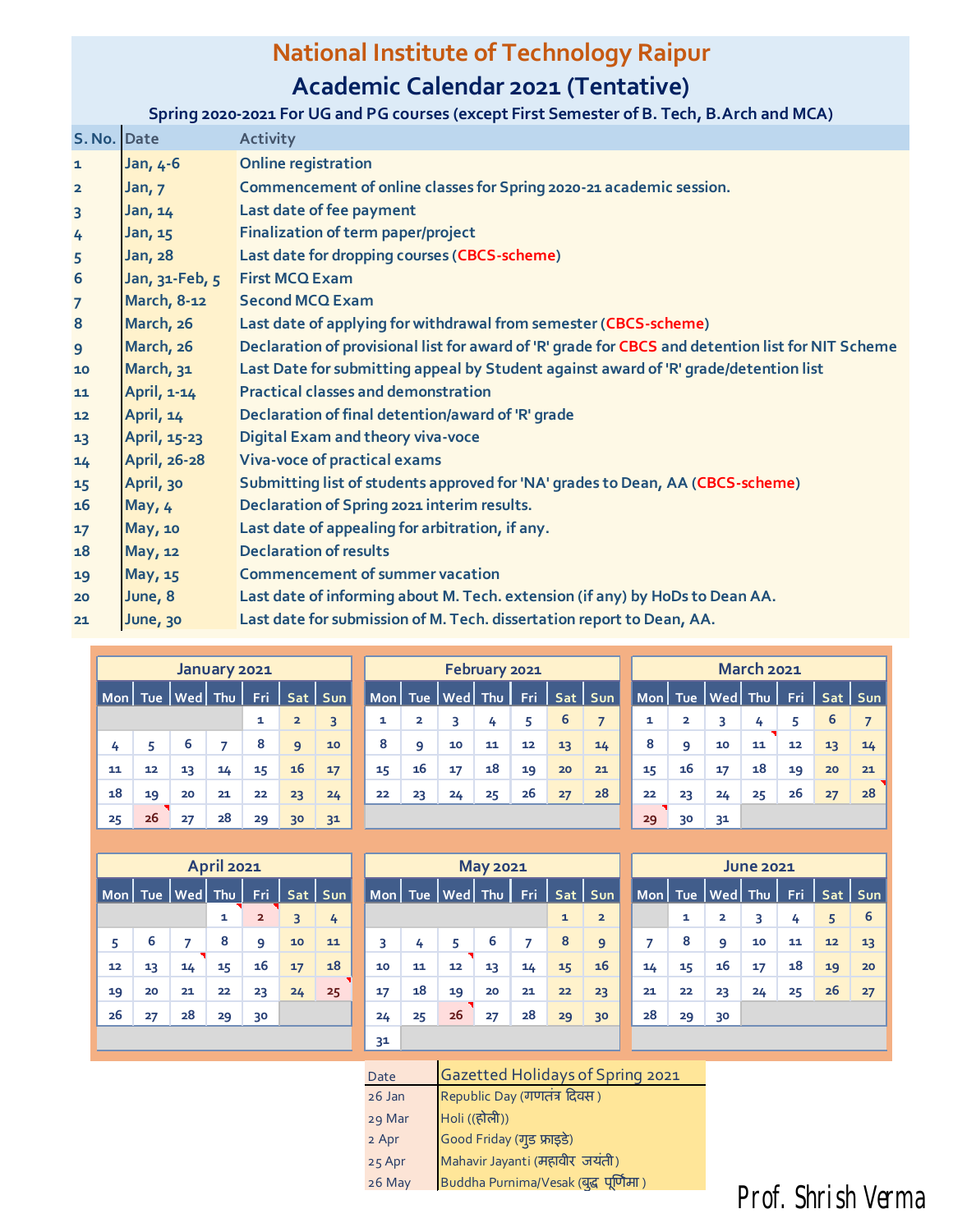# National Institute of Technology Raipur

## Academic Calendar 2021 (Tentative)

### Spring 2020-2021 For UG and PG courses (except First Semester of B. Tech, B.Arch and MCA)

| S. No. | Date | Activity |
|---|---|---|
| 1 | Jan, 4-6 | Online registration |
| 2 | Jan, 7 | Commencement of online classes for Spring 2020-21 academic session. |
| 3 | Jan, 14 | Last date of fee payment |
| 4 | Jan, 15 | Finalization of term paper/project |
| 5 | Jan, 28 | Last date for dropping courses (CBCS-scheme) |
| 6 | Jan, 31-Feb, 5 | First MCQ Exam |
| 7 | March, 8-12 | Second MCQ Exam |
| 8 | March, 26 | Last date of applying for withdrawal from semester (CBCS-scheme) |
| 9 | March, 26 | Declaration of provisional list for award of 'R' grade for CBCS and detention list for NIT Scheme |
| 10 | March, 31 | Last Date for submitting appeal by Student against award of 'R' grade/detention list |
| 11 | April, 1-14 | Practical classes and demonstration |
| 12 | April, 14 | Declaration of final detention/award of 'R' grade |
| 13 | April, 15-23 | Digital Exam and theory viva-voce |
| 14 | April, 26-28 | Viva-voce of practical exams |
| 15 | April, 30 | Submitting list of students approved for 'NA' grades to Dean, AA (CBCS-scheme) |
| 16 | May, 4 | Declaration of Spring 2021 interim results. |
| 17 | May, 10 | Last date of appealing for arbitration, if any. |
| 18 | May, 12 | Declaration of results |
| 19 | May, 15 | Commencement of summer vacation |
| 20 | June, 8 | Last date of informing about M. Tech. extension (if any) by HoDs to Dean AA. |
| 21 | June, 30 | Last date for submission of M. Tech. dissertation report to Dean, AA. |

**January 2021**

| Mon | Tue | Wed | Thu | Fri | Sat | Sun |
|---|---|---|---|---|---|---|
| | | | | 1 | 2 | 3 |
| 4 | 5 | 6 | 7 | 8 | 9 | 10 |
| 11 | 12 | 13 | 14 | 15 | 16 | 17 |
| 18 | 19 | 20 | 21 | 22 | 23 | 24 |
| 25 | 26 | 27 | 28 | 29 | 30 | 31 |

**February 2021**

| Mon | Tue | Wed | Thu | Fri | Sat | Sun |
|---|---|---|---|---|---|---|
| 1 | 2 | 3 | 4 | 5 | 6 | 7 |
| 8 | 9 | 10 | 11 | 12 | 13 | 14 |
| 15 | 16 | 17 | 18 | 19 | 20 | 21 |
| 22 | 23 | 24 | 25 | 26 | 27 | 28 |

**March 2021**

| Mon | Tue | Wed | Thu | Fri | Sat | Sun |
|---|---|---|---|---|---|---|
| 1 | 2 | 3 | 4 | 5 | 6 | 7 |
| 8 | 9 | 10 | 11 | 12 | 13 | 14 |
| 15 | 16 | 17 | 18 | 19 | 20 | 21 |
| 22 | 23 | 24 | 25 | 26 | 27 | 28 |
| 29 | 30 | 31 | | | | |

**April 2021**

| Mon | Tue | Wed | Thu | Fri | Sat | Sun |
|---|---|---|---|---|---|---|
| | | | 1 | 2 | 3 | 4 |
| 5 | 6 | 7 | 8 | 9 | 10 | 11 |
| 12 | 13 | 14 | 15 | 16 | 17 | 18 |
| 19 | 20 | 21 | 22 | 23 | 24 | 25 |
| 26 | 27 | 28 | 29 | 30 | | |

**May 2021**

| Mon | Tue | Wed | Thu | Fri | Sat | Sun |
|---|---|---|---|---|---|---|
| | | | | | 1 | 2 |
| 3 | 4 | 5 | 6 | 7 | 8 | 9 |
| 10 | 11 | 12 | 13 | 14 | 15 | 16 |
| 17 | 18 | 19 | 20 | 21 | 22 | 23 |
| 24 | 25 | 26 | 27 | 28 | 29 | 30 |
| 31 | | | | | | |

**June 2021**

| Mon | Tue | Wed | Thu | Fri | Sat | Sun |
|---|---|---|---|---|---|---|
| | 1 | 2 | 3 | 4 | 5 | 6 |
| 7 | 8 | 9 | 10 | 11 | 12 | 13 |
| 14 | 15 | 16 | 17 | 18 | 19 | 20 |
| 21 | 22 | 23 | 24 | 25 | 26 | 27 |
| 28 | 29 | 30 | | | | |

| Date | Gazetted Holidays of Spring 2021 |
|---|---|
| 26 Jan | Republic Day (गणतंत्र दिवस ) |
| 29 Mar | Holi ((होली)) |
| 2 Apr | Good Friday (गुड फ्राइडे) |
| 25 Apr | Mahavir Jayanti (महावीर जयंती) |
| 26 May | Buddha Purnima/Vesak (बुद्ध पूर्णिमा ) |

Prof. Shrish Verma